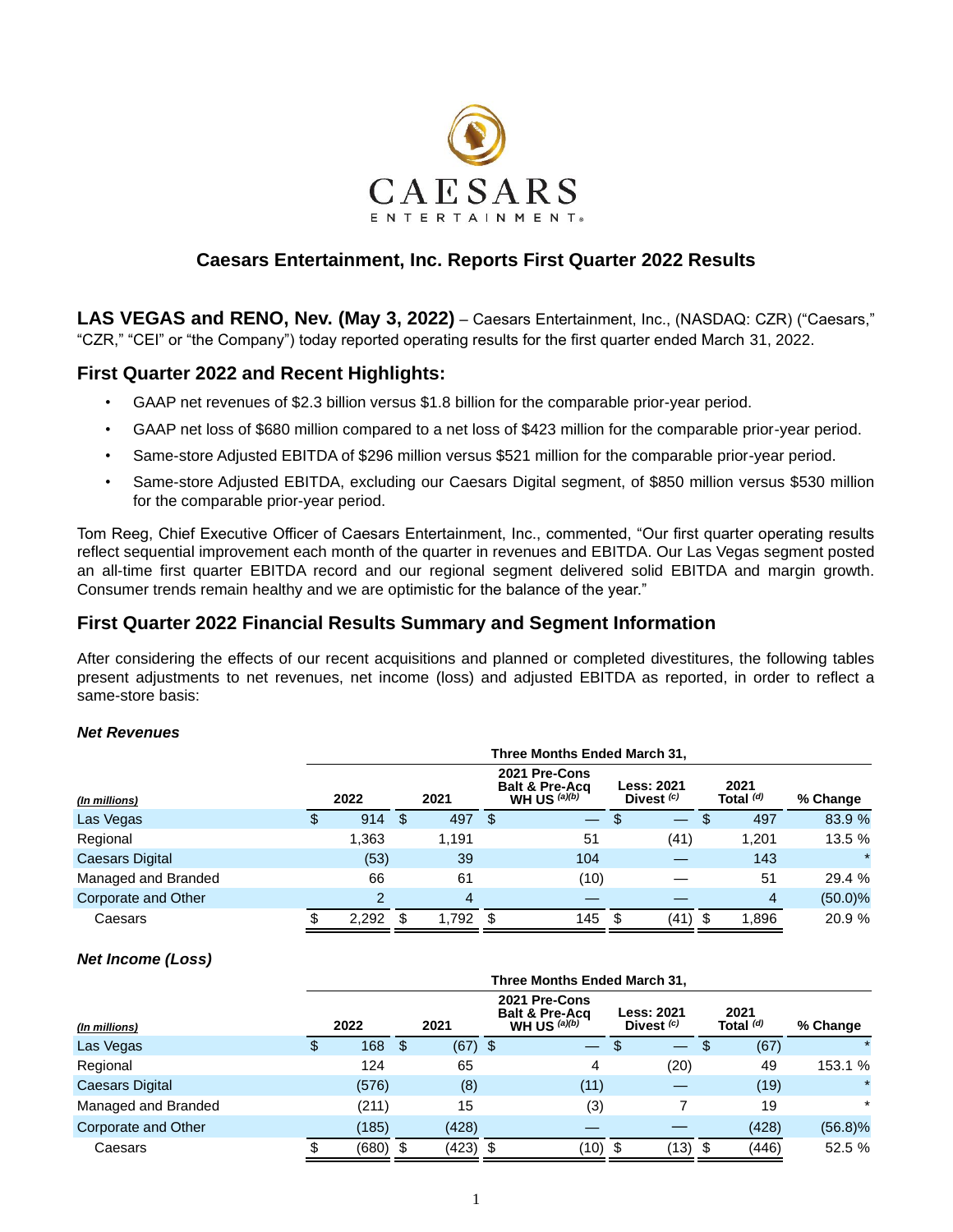# Caesars Entertainment, Inc. Reports First Quarter 2022 Results

**LAS VEGAS and RENO, Nev. (May 3, 2022)** – Caesars Entertainment, Inc., (NASDAQ: CZR) ("Caesars," "CZR," "CEI" or "the Company") today reported operating results for the first quarter ended March 31, 2022.

## First Quarter 2022 and Recent Highlights:

- GAAP net revenues of $2.3 billion versus $1.8 billion for the comparable prior-year period.
- GAAP net loss of $680 million compared to a net loss of $423 million for the comparable prior-year period.
- Same-store Adjusted EBITDA of $296 million versus $521 million for the comparable prior-year period.
- Same-store Adjusted EBITDA, excluding our Caesars Digital segment, of $850 million versus $530 million for the comparable prior-year period.

Tom Reeg, Chief Executive Officer of Caesars Entertainment, Inc., commented, "Our first quarter operating results reflect sequential improvement each month of the quarter in revenues and EBITDA. Our Las Vegas segment posted an all-time first quarter EBITDA record and our regional segment delivered solid EBITDA and margin growth. Consumer trends remain healthy and we are optimistic for the balance of the year."

## First Quarter 2022 Financial Results Summary and Segment Information

After considering the effects of our recent acquisitions and planned or completed divestitures, the following tables present adjustments to net revenues, net income (loss) and adjusted EBITDA as reported, in order to reflect a same-store basis:

### *Net Revenues*

| | Three Months Ended March 31, | | | | | |
|---|---|---|---|---|---|---|
| *(In millions)* | 2022 | 2021 | 2021 Pre-Cons Balt & Pre-Acq WH US (a)(b) | Less: 2021 Divest (c) | 2021 Total (d) | % Change |
| Las Vegas | $ 914 | $ 497 | $ — | $ — | $ 497 | 83.9 % |
| Regional | 1,363 | 1,191 | 51 | (41) | 1,201 | 13.5 % |
| Caesars Digital | (53) | 39 | 104 | — | 143 | * |
| Managed and Branded | 66 | 61 | (10) | — | 51 | 29.4 % |
| Corporate and Other | 2 | 4 | — | — | 4 | (50.0)% |
| Caesars | $ 2,292 | $ 1,792 | $ 145 | $ (41) | $ 1,896 | 20.9 % |

### *Net Income (Loss)*

| | Three Months Ended March 31, | | | | | |
|---|---|---|---|---|---|---|
| *(In millions)* | 2022 | 2021 | 2021 Pre-Cons Balt & Pre-Acq WH US (a)(b) | Less: 2021 Divest (c) | 2021 Total (d) | % Change |
| Las Vegas | $ 168 | $ (67) | $ — | $ — | $ (67) | * |
| Regional | 124 | 65 | 4 | (20) | 49 | 153.1 % |
| Caesars Digital | (576) | (8) | (11) | — | (19) | * |
| Managed and Branded | (211) | 15 | (3) | 7 | 19 | * |
| Corporate and Other | (185) | (428) | — | — | (428) | (56.8)% |
| Caesars | $ (680) | $ (423) | $ (10) | $ (13) | $ (446) | 52.5 % |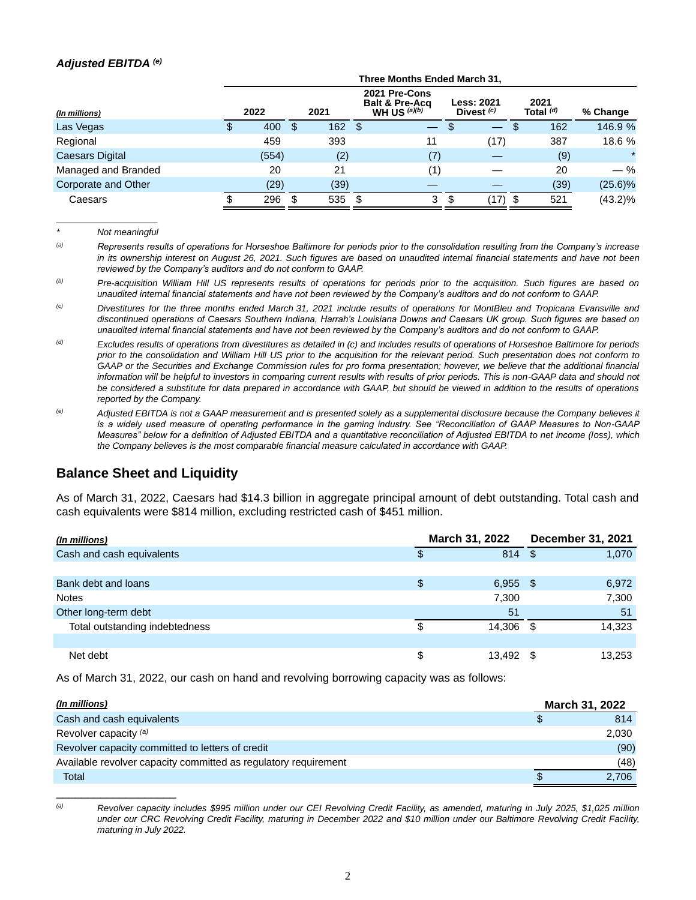### *Adjusted EBITDA [(e)]*

| | Three Months Ended March 31, | | | | | |
|---|---|---|---|---|---|---|
| *(In millions)* | 2022 | 2021 | 2021 Pre-Cons Balt & Pre-Acq WH US [(a)(b)] | Less: 2021 Divest [(c)] | 2021 Total [(d)] | % Change |
| Las Vegas | $ 400 | $ 162 | $ — | $ — | $ 162 | 146.9 % |
| Regional | 459 | 393 | 11 | (17) | 387 | 18.6 % |
| Caesars Digital | (554) | (2) | (7) | — | (9) | * |
| Managed and Branded | 20 | 21 | (1) | — | 20 | — % |
| Corporate and Other | (29) | (39) | — | — | (39) | (25.6)% |
| Caesars | $ 296 | $ 535 | $ 3 | $ (17) | $ 521 | (43.2)% |

\* *Not meaningful*

(a) *Represents results of operations for Horseshoe Baltimore for periods prior to the consolidation resulting from the Company's increase in its ownership interest on August 26, 2021. Such figures are based on unaudited internal financial statements and have not been reviewed by the Company's auditors and do not conform to GAAP.*

(b) *Pre-acquisition William Hill US represents results of operations for periods prior to the acquisition. Such figures are based on unaudited internal financial statements and have not been reviewed by the Company's auditors and do not conform to GAAP.*

(c) *Divestitures for the three months ended March 31, 2021 include results of operations for MontBleu and Tropicana Evansville and discontinued operations of Caesars Southern Indiana, Harrah's Louisiana Downs and Caesars UK group. Such figures are based on unaudited internal financial statements and have not been reviewed by the Company's auditors and do not conform to GAAP.*

(d) *Excludes results of operations from divestitures as detailed in (c) and includes results of operations of Horseshoe Baltimore for periods prior to the consolidation and William Hill US prior to the acquisition for the relevant period. Such presentation does not conform to GAAP or the Securities and Exchange Commission rules for pro forma presentation; however, we believe that the additional financial information will be helpful to investors in comparing current results with results of prior periods. This is non-GAAP data and should not be considered a substitute for data prepared in accordance with GAAP, but should be viewed in addition to the results of operations reported by the Company.*

(e) *Adjusted EBITDA is not a GAAP measurement and is presented solely as a supplemental disclosure because the Company believes it is a widely used measure of operating performance in the gaming industry. See "Reconciliation of GAAP Measures to Non-GAAP Measures" below for a definition of Adjusted EBITDA and a quantitative reconciliation of Adjusted EBITDA to net income (loss), which the Company believes is the most comparable financial measure calculated in accordance with GAAP.*

## Balance Sheet and Liquidity

As of March 31, 2022, Caesars had $14.3 billion in aggregate principal amount of debt outstanding. Total cash and cash equivalents were $814 million, excluding restricted cash of $451 million.

| *(In millions)* | March 31, 2022 | December 31, 2021 |
|---|---|---|
| Cash and cash equivalents | $ 814 | $ 1,070 |
| | | |
| Bank debt and loans | $ 6,955 | $ 6,972 |
| Notes | 7,300 | 7,300 |
| Other long-term debt | 51 | 51 |
| Total outstanding indebtedness | $ 14,306 | $ 14,323 |
| | | |
| Net debt | $ 13,492 | $ 13,253 |

As of March 31, 2022, our cash on hand and revolving borrowing capacity was as follows:

| *(In millions)* | March 31, 2022 |
|---|---|
| Cash and cash equivalents | $ 814 |
| Revolver capacity [(a)] | 2,030 |
| Revolver capacity committed to letters of credit | (90) |
| Available revolver capacity committed as regulatory requirement | (48) |
| Total | $ 2,706 |

(a) *Revolver capacity includes $995 million under our CEI Revolving Credit Facility, as amended, maturing in July 2025, $1,025 million under our CRC Revolving Credit Facility, maturing in December 2022 and $10 million under our Baltimore Revolving Credit Facility, maturing in July 2022.*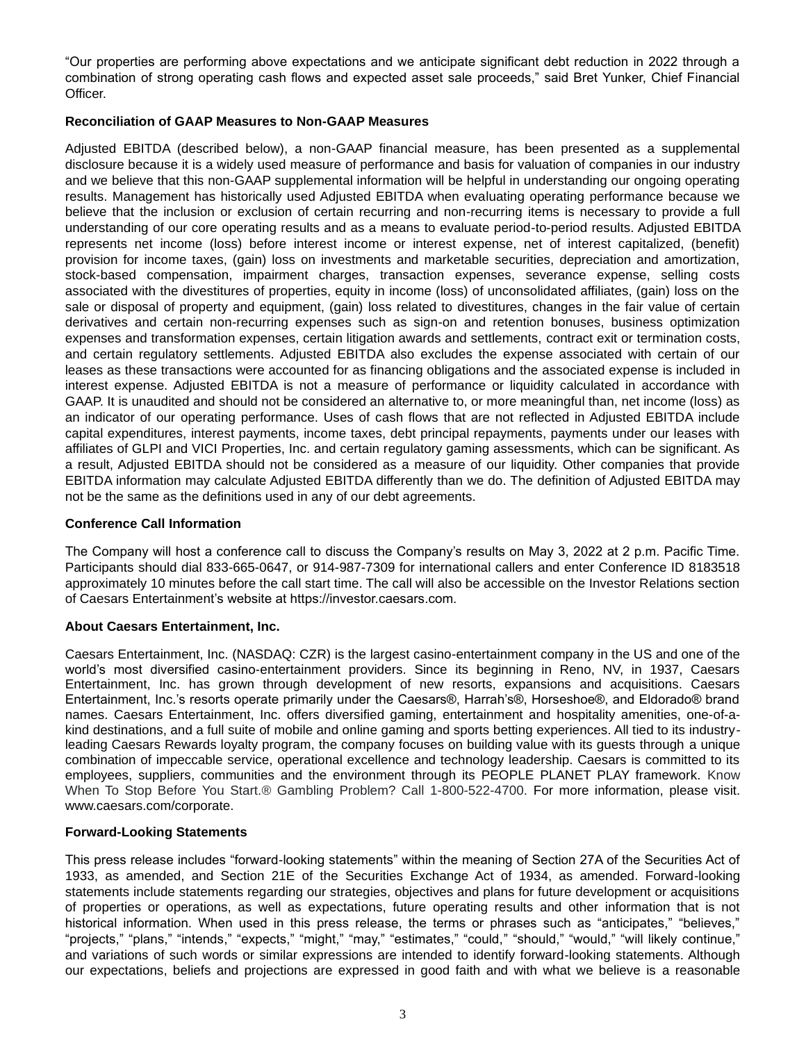"Our properties are performing above expectations and we anticipate significant debt reduction in 2022 through a combination of strong operating cash flows and expected asset sale proceeds," said Bret Yunker, Chief Financial Officer.

**Reconciliation of GAAP Measures to Non-GAAP Measures**

Adjusted EBITDA (described below), a non-GAAP financial measure, has been presented as a supplemental disclosure because it is a widely used measure of performance and basis for valuation of companies in our industry and we believe that this non-GAAP supplemental information will be helpful in understanding our ongoing operating results. Management has historically used Adjusted EBITDA when evaluating operating performance because we believe that the inclusion or exclusion of certain recurring and non-recurring items is necessary to provide a full understanding of our core operating results and as a means to evaluate period-to-period results. Adjusted EBITDA represents net income (loss) before interest income or interest expense, net of interest capitalized, (benefit) provision for income taxes, (gain) loss on investments and marketable securities, depreciation and amortization, stock-based compensation, impairment charges, transaction expenses, severance expense, selling costs associated with the divestitures of properties, equity in income (loss) of unconsolidated affiliates, (gain) loss on the sale or disposal of property and equipment, (gain) loss related to divestitures, changes in the fair value of certain derivatives and certain non-recurring expenses such as sign-on and retention bonuses, business optimization expenses and transformation expenses, certain litigation awards and settlements, contract exit or termination costs, and certain regulatory settlements. Adjusted EBITDA also excludes the expense associated with certain of our leases as these transactions were accounted for as financing obligations and the associated expense is included in interest expense. Adjusted EBITDA is not a measure of performance or liquidity calculated in accordance with GAAP. It is unaudited and should not be considered an alternative to, or more meaningful than, net income (loss) as an indicator of our operating performance. Uses of cash flows that are not reflected in Adjusted EBITDA include capital expenditures, interest payments, income taxes, debt principal repayments, payments under our leases with affiliates of GLPI and VICI Properties, Inc. and certain regulatory gaming assessments, which can be significant. As a result, Adjusted EBITDA should not be considered as a measure of our liquidity. Other companies that provide EBITDA information may calculate Adjusted EBITDA differently than we do. The definition of Adjusted EBITDA may not be the same as the definitions used in any of our debt agreements.

**Conference Call Information**

The Company will host a conference call to discuss the Company's results on May 3, 2022 at 2 p.m. Pacific Time. Participants should dial 833-665-0647, or 914-987-7309 for international callers and enter Conference ID 8183518 approximately 10 minutes before the call start time. The call will also be accessible on the Investor Relations section of Caesars Entertainment's website at https://investor.caesars.com.

**About Caesars Entertainment, Inc.**

Caesars Entertainment, Inc. (NASDAQ: CZR) is the largest casino-entertainment company in the US and one of the world's most diversified casino-entertainment providers. Since its beginning in Reno, NV, in 1937, Caesars Entertainment, Inc. has grown through development of new resorts, expansions and acquisitions. Caesars Entertainment, Inc.'s resorts operate primarily under the Caesars®, Harrah's®, Horseshoe®, and Eldorado® brand names. Caesars Entertainment, Inc. offers diversified gaming, entertainment and hospitality amenities, one-of-a-kind destinations, and a full suite of mobile and online gaming and sports betting experiences. All tied to its industry-leading Caesars Rewards loyalty program, the company focuses on building value with its guests through a unique combination of impeccable service, operational excellence and technology leadership. Caesars is committed to its employees, suppliers, communities and the environment through its PEOPLE PLANET PLAY framework. Know When To Stop Before You Start.® Gambling Problem? Call 1-800-522-4700. For more information, please visit. www.caesars.com/corporate.

**Forward-Looking Statements**

This press release includes "forward-looking statements" within the meaning of Section 27A of the Securities Act of 1933, as amended, and Section 21E of the Securities Exchange Act of 1934, as amended. Forward-looking statements include statements regarding our strategies, objectives and plans for future development or acquisitions of properties or operations, as well as expectations, future operating results and other information that is not historical information. When used in this press release, the terms or phrases such as "anticipates," "believes," "projects," "plans," "intends," "expects," "might," "may," "estimates," "could," "should," "would," "will likely continue," and variations of such words or similar expressions are intended to identify forward-looking statements. Although our expectations, beliefs and projections are expressed in good faith and with what we believe is a reasonable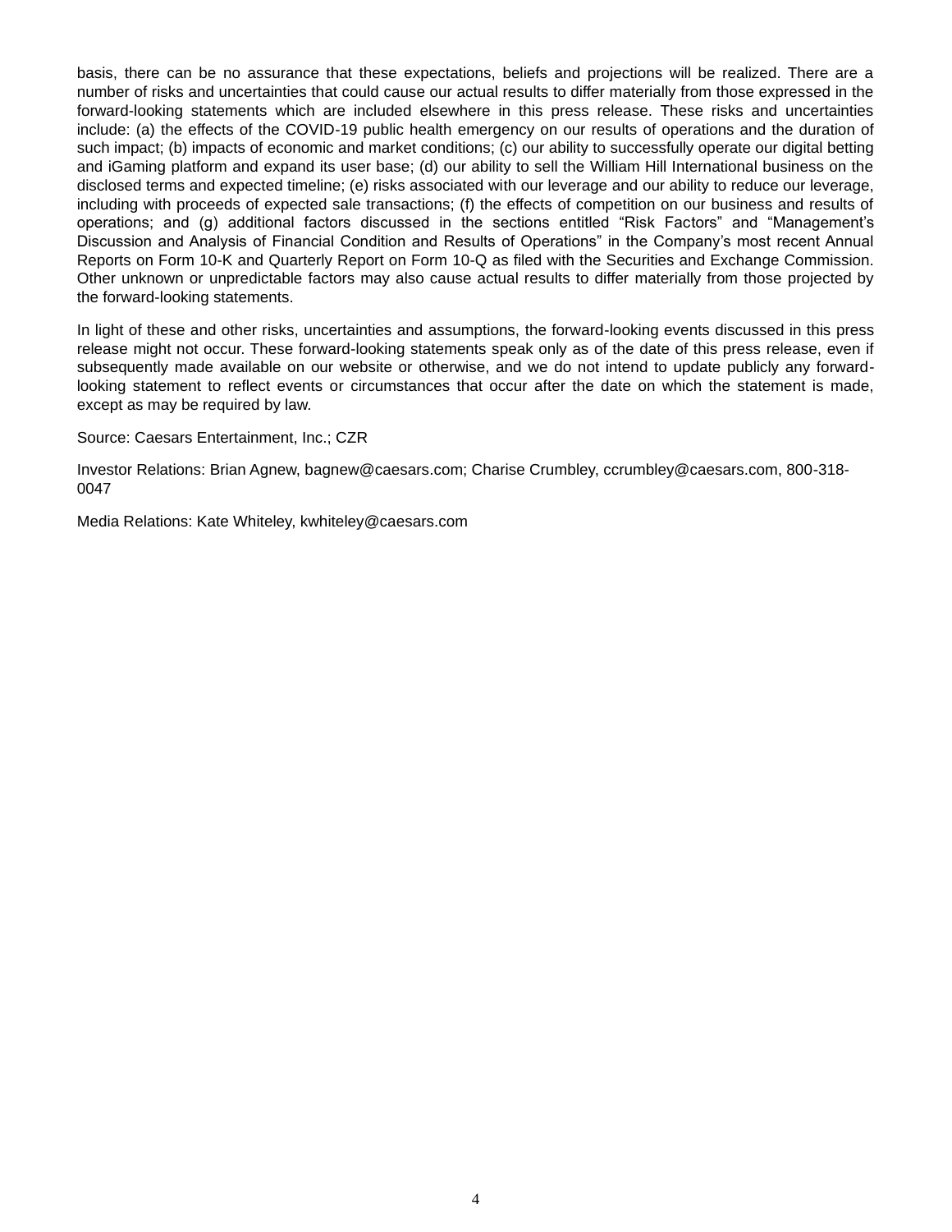basis, there can be no assurance that these expectations, beliefs and projections will be realized. There are a number of risks and uncertainties that could cause our actual results to differ materially from those expressed in the forward-looking statements which are included elsewhere in this press release. These risks and uncertainties include: (a) the effects of the COVID-19 public health emergency on our results of operations and the duration of such impact; (b) impacts of economic and market conditions; (c) our ability to successfully operate our digital betting and iGaming platform and expand its user base; (d) our ability to sell the William Hill International business on the disclosed terms and expected timeline; (e) risks associated with our leverage and our ability to reduce our leverage, including with proceeds of expected sale transactions; (f) the effects of competition on our business and results of operations; and (g) additional factors discussed in the sections entitled "Risk Factors" and "Management's Discussion and Analysis of Financial Condition and Results of Operations" in the Company's most recent Annual Reports on Form 10-K and Quarterly Report on Form 10-Q as filed with the Securities and Exchange Commission. Other unknown or unpredictable factors may also cause actual results to differ materially from those projected by the forward-looking statements.

In light of these and other risks, uncertainties and assumptions, the forward-looking events discussed in this press release might not occur. These forward-looking statements speak only as of the date of this press release, even if subsequently made available on our website or otherwise, and we do not intend to update publicly any forward-looking statement to reflect events or circumstances that occur after the date on which the statement is made, except as may be required by law.

Source: Caesars Entertainment, Inc.; CZR

Investor Relations: Brian Agnew, bagnew@caesars.com; Charise Crumbley, ccrumbley@caesars.com, 800-318-0047

Media Relations: Kate Whiteley, kwhiteley@caesars.com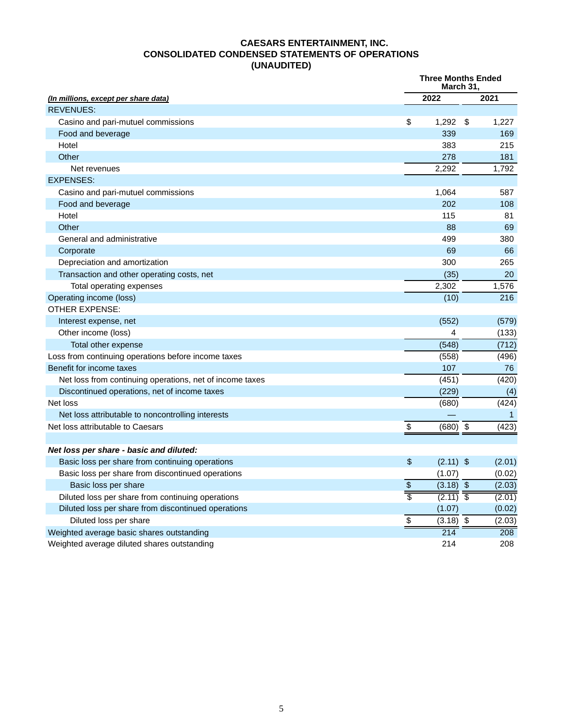# CAESARS ENTERTAINMENT, INC.
# CONSOLIDATED CONDENSED STATEMENTS OF OPERATIONS
# (UNAUDITED)

| *(In millions, except per share data)* | Three Months Ended March 31, 2022 | Three Months Ended March 31, 2021 |
|---|---|---|
| REVENUES: | | |
| Casino and pari-mutuel commissions | $ 1,292 | $ 1,227 |
| Food and beverage | 339 | 169 |
| Hotel | 383 | 215 |
| Other | 278 | 181 |
| Net revenues | 2,292 | 1,792 |
| EXPENSES: | | |
| Casino and pari-mutuel commissions | 1,064 | 587 |
| Food and beverage | 202 | 108 |
| Hotel | 115 | 81 |
| Other | 88 | 69 |
| General and administrative | 499 | 380 |
| Corporate | 69 | 66 |
| Depreciation and amortization | 300 | 265 |
| Transaction and other operating costs, net | (35) | 20 |
| Total operating expenses | 2,302 | 1,576 |
| Operating income (loss) | (10) | 216 |
| OTHER EXPENSE: | | |
| Interest expense, net | (552) | (579) |
| Other income (loss) | 4 | (133) |
| Total other expense | (548) | (712) |
| Loss from continuing operations before income taxes | (558) | (496) |
| Benefit for income taxes | 107 | 76 |
| Net loss from continuing operations, net of income taxes | (451) | (420) |
| Discontinued operations, net of income taxes | (229) | (4) |
| Net loss | (680) | (424) |
| Net loss attributable to noncontrolling interests | — | 1 |
| Net loss attributable to Caesars | $ (680) | $ (423) |
| | | |
| ***Net loss per share - basic and diluted:*** | | |
| Basic loss per share from continuing operations | $ (2.11) | $ (2.01) |
| Basic loss per share from discontinued operations | (1.07) | (0.02) |
| Basic loss per share | $ (3.18) | $ (2.03) |
| Diluted loss per share from continuing operations | $ (2.11) | $ (2.01) |
| Diluted loss per share from discontinued operations | (1.07) | (0.02) |
| Diluted loss per share | $ (3.18) | $ (2.03) |
| Weighted average basic shares outstanding | 214 | 208 |
| Weighted average diluted shares outstanding | 214 | 208 |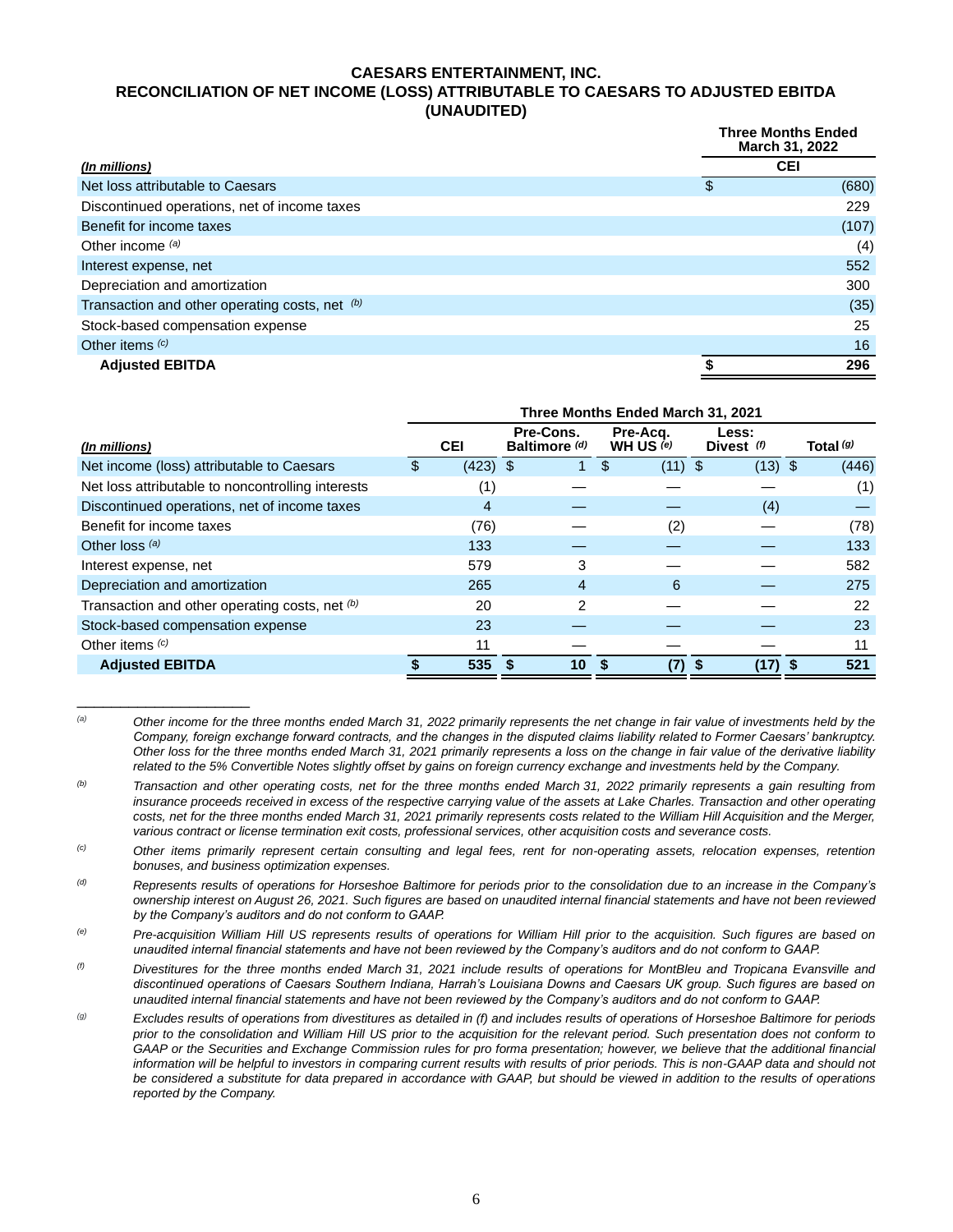**CAESARS ENTERTAINMENT, INC.**
**RECONCILIATION OF NET INCOME (LOSS) ATTRIBUTABLE TO CAESARS TO ADJUSTED EBITDA**
**(UNAUDITED)**

| | Three Months Ended March 31, 2022 |
|---|---|
| *(In millions)* | CEI |
| Net loss attributable to Caesars | $ (680) |
| Discontinued operations, net of income taxes | 229 |
| Benefit for income taxes | (107) |
| Other income [(a)] | (4) |
| Interest expense, net | 552 |
| Depreciation and amortization | 300 |
| Transaction and other operating costs, net [(b)] | (35) |
| Stock-based compensation expense | 25 |
| Other items [(c)] | 16 |
| **Adjusted EBITDA** | **$ 296** |

| | Three Months Ended March 31, 2021 | | | | |
|---|---|---|---|---|---|
| *(In millions)* | CEI | Pre-Cons. Baltimore [(d)] | Pre-Acq. WH US [(e)] | Less: Divest [(f)] | Total [(g)] |
| Net income (loss) attributable to Caesars | $ (423) | $ 1 | $ (11) | $ (13) | $ (446) |
| Net loss attributable to noncontrolling interests | (1) | — | — | — | (1) |
| Discontinued operations, net of income taxes | 4 | — | — | (4) | — |
| Benefit for income taxes | (76) | — | (2) | — | (78) |
| Other loss [(a)] | 133 | — | — | — | 133 |
| Interest expense, net | 579 | 3 | — | — | 582 |
| Depreciation and amortization | 265 | 4 | 6 | — | 275 |
| Transaction and other operating costs, net [(b)] | 20 | 2 | — | — | 22 |
| Stock-based compensation expense | 23 | — | — | — | 23 |
| Other items [(c)] | 11 | — | — | — | 11 |
| **Adjusted EBITDA** | **$ 535** | **$ 10** | **$ (7)** | **$ (17)** | **$ 521** |

______________________

(a) *Other income for the three months ended March 31, 2022 primarily represents the net change in fair value of investments held by the Company, foreign exchange forward contracts, and the changes in the disputed claims liability related to Former Caesars' bankruptcy. Other loss for the three months ended March 31, 2021 primarily represents a loss on the change in fair value of the derivative liability related to the 5% Convertible Notes slightly offset by gains on foreign currency exchange and investments held by the Company.*

(b) *Transaction and other operating costs, net for the three months ended March 31, 2022 primarily represents a gain resulting from insurance proceeds received in excess of the respective carrying value of the assets at Lake Charles. Transaction and other operating costs, net for the three months ended March 31, 2021 primarily represents costs related to the William Hill Acquisition and the Merger, various contract or license termination exit costs, professional services, other acquisition costs and severance costs.*

(c) *Other items primarily represent certain consulting and legal fees, rent for non-operating assets, relocation expenses, retention bonuses, and business optimization expenses.*

(d) *Represents results of operations for Horseshoe Baltimore for periods prior to the consolidation due to an increase in the Company's ownership interest on August 26, 2021. Such figures are based on unaudited internal financial statements and have not been reviewed by the Company's auditors and do not conform to GAAP.*

(e) *Pre-acquisition William Hill US represents results of operations for William Hill prior to the acquisition. Such figures are based on unaudited internal financial statements and have not been reviewed by the Company's auditors and do not conform to GAAP.*

(f) *Divestitures for the three months ended March 31, 2021 include results of operations for MontBleu and Tropicana Evansville and discontinued operations of Caesars Southern Indiana, Harrah's Louisiana Downs and Caesars UK group. Such figures are based on unaudited internal financial statements and have not been reviewed by the Company's auditors and do not conform to GAAP.*

(g) *Excludes results of operations from divestitures as detailed in (f) and includes results of operations of Horseshoe Baltimore for periods prior to the consolidation and William Hill US prior to the acquisition for the relevant period. Such presentation does not conform to GAAP or the Securities and Exchange Commission rules for pro forma presentation; however, we believe that the additional financial information will be helpful to investors in comparing current results with results of prior periods. This is non-GAAP data and should not be considered a substitute for data prepared in accordance with GAAP, but should be viewed in addition to the results of operations reported by the Company.*